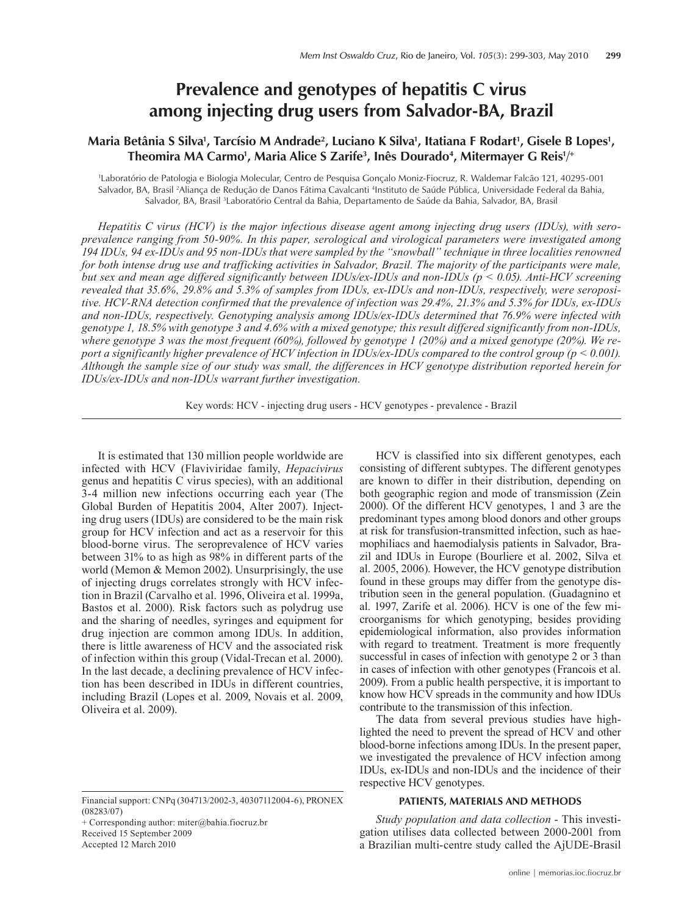# Prevalence and genotypes of hepatitis C virus among injecting drug users from Salvador-BA, Brazil

**Maria Betânia S Silva[1], Tarcísio M Andrade[2], Luciano K Silva[1], Itatiana F Rodart[1], Gisele B Lopes[1], Theomira MA Carmo[1], Maria Alice S Zarife[3], Inês Dourado[4], Mitermayer G Reis[1]/+**

[1]Laboratório de Patologia e Biologia Molecular, Centro de Pesquisa Gonçalo Moniz-Fiocruz, R. Waldemar Falcão 121, 40295-001 Salvador, BA, Brasil [2]Aliança de Redução de Danos Fátima Cavalcanti [4]Instituto de Saúde Pública, Universidade Federal da Bahia, Salvador, BA, Brasil [3]Laboratório Central da Bahia, Departamento de Saúde da Bahia, Salvador, BA, Brasil

*Hepatitis C virus (HCV) is the major infectious disease agent among injecting drug users (IDUs), with seroprevalence ranging from 50-90%. In this paper, serological and virological parameters were investigated among 194 IDUs, 94 ex-IDUs and 95 non-IDUs that were sampled by the "snowball" technique in three localities renowned for both intense drug use and trafficking activities in Salvador, Brazil. The majority of the participants were male, but sex and mean age differed significantly between IDUs/ex-IDUs and non-IDUs ($p < 0.05$). Anti-HCV screening revealed that 35.6%, 29.8% and 5.3% of samples from IDUs, ex-IDUs and non-IDUs, respectively, were seropositive. HCV-RNA detection confirmed that the prevalence of infection was 29.4%, 21.3% and 5.3% for IDUs, ex-IDUs and non-IDUs, respectively. Genotyping analysis among IDUs/ex-IDUs determined that 76.9% were infected with genotype 1, 18.5% with genotype 3 and 4.6% with a mixed genotype; this result differed significantly from non-IDUs, where genotype 3 was the most frequent (60%), followed by genotype 1 (20%) and a mixed genotype (20%). We report a significantly higher prevalence of HCV infection in IDUs/ex-IDUs compared to the control group ($p < 0.001$). Although the sample size of our study was small, the differences in HCV genotype distribution reported herein for IDUs/ex-IDUs and non-IDUs warrant further investigation.*

Key words: HCV - injecting drug users - HCV genotypes - prevalence - Brazil

It is estimated that 130 million people worldwide are infected with HCV (Flaviviridae family, *Hepacivirus* genus and hepatitis C virus species), with an additional 3-4 million new infections occurring each year (The Global Burden of Hepatitis 2004, Alter 2007). Injecting drug users (IDUs) are considered to be the main risk group for HCV infection and act as a reservoir for this blood-borne virus. The seroprevalence of HCV varies between 31% to as high as 98% in different parts of the world (Memon & Memon 2002). Unsurprisingly, the use of injecting drugs correlates strongly with HCV infection in Brazil (Carvalho et al. 1996, Oliveira et al. 1999a, Bastos et al. 2000). Risk factors such as polydrug use and the sharing of needles, syringes and equipment for drug injection are common among IDUs. In addition, there is little awareness of HCV and the associated risk of infection within this group (Vidal-Trecan et al. 2000). In the last decade, a declining prevalence of HCV infection has been described in IDUs in different countries, including Brazil (Lopes et al. 2009, Novais et al. 2009, Oliveira et al. 2009).

HCV is classified into six different genotypes, each consisting of different subtypes. The different genotypes are known to differ in their distribution, depending on both geographic region and mode of transmission (Zein 2000). Of the different HCV genotypes, 1 and 3 are the predominant types among blood donors and other groups at risk for transfusion-transmitted infection, such as haemophiliacs and haemodialysis patients in Salvador, Brazil and IDUs in Europe (Bourliere et al. 2002, Silva et al. 2005, 2006). However, the HCV genotype distribution found in these groups may differ from the genotype distribution seen in the general population. (Guadagnino et al. 1997, Zarife et al. 2006). HCV is one of the few microorganisms for which genotyping, besides providing epidemiological information, also provides information with regard to treatment. Treatment is more frequently successful in cases of infection with genotype 2 or 3 than in cases of infection with other genotypes (Francois et al. 2009). From a public health perspective, it is important to know how HCV spreads in the community and how IDUs contribute to the transmission of this infection.

The data from several previous studies have highlighted the need to prevent the spread of HCV and other blood-borne infections among IDUs. In the present paper, we investigated the prevalence of HCV infection among IDUs, ex-IDUs and non-IDUs and the incidence of their respective HCV genotypes.

## PATIENTS, MATERIALS AND METHODS

*Study population and data collection* - This investigation utilises data collected between 2000-2001 from a Brazilian multi-centre study called the AjUDE-Brasil

Financial support: CNPq (304713/2002-3, 40307112004-6), PRONEX (08283/07)
+ Corresponding author: miter@bahia.fiocruz.br
Received 15 September 2009
Accepted 12 March 2010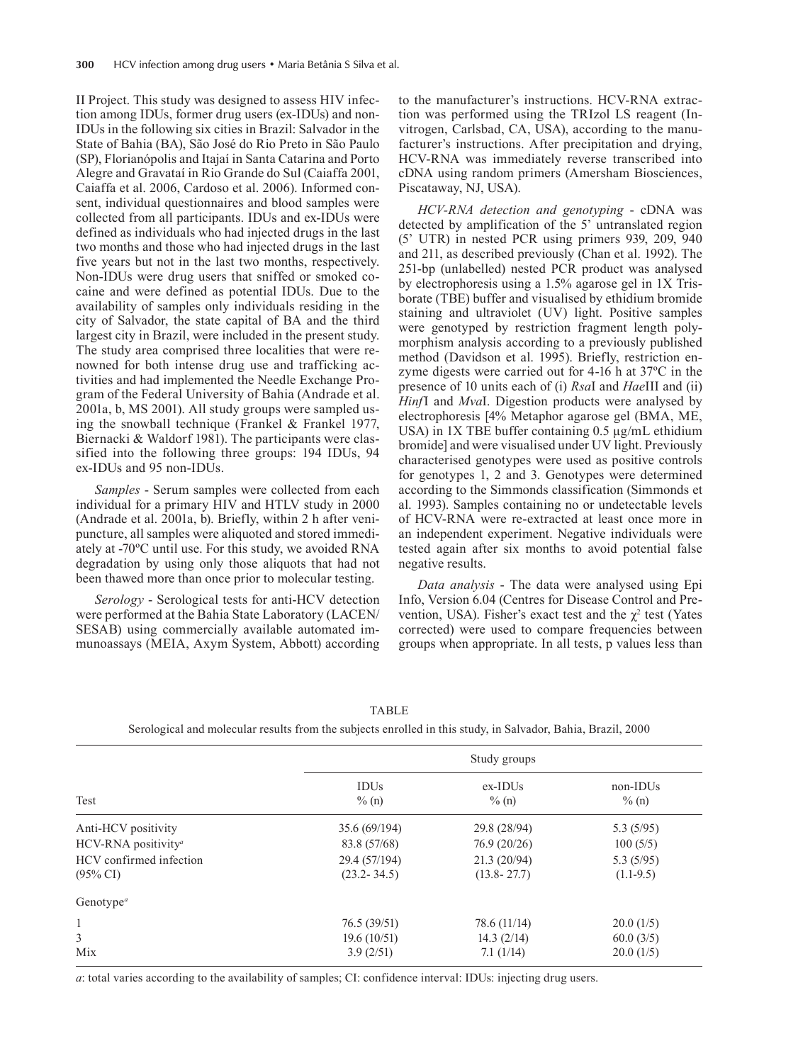II Project. This study was designed to assess HIV infection among IDUs, former drug users (ex-IDUs) and non-IDUs in the following six cities in Brazil: Salvador in the State of Bahia (BA), São José do Rio Preto in São Paulo (SP), Florianópolis and Itajaí in Santa Catarina and Porto Alegre and Gravataí in Rio Grande do Sul (Caiaffa 2001, Caiaffa et al. 2006, Cardoso et al. 2006). Informed consent, individual questionnaires and blood samples were collected from all participants. IDUs and ex-IDUs were defined as individuals who had injected drugs in the last two months and those who had injected drugs in the last five years but not in the last two months, respectively. Non-IDUs were drug users that sniffed or smoked cocaine and were defined as potential IDUs. Due to the availability of samples only individuals residing in the city of Salvador, the state capital of BA and the third largest city in Brazil, were included in the present study. The study area comprised three localities that were renowned for both intense drug use and trafficking activities and had implemented the Needle Exchange Program of the Federal University of Bahia (Andrade et al. 2001a, b, MS 2001). All study groups were sampled using the snowball technique (Frankel & Frankel 1977, Biernacki & Waldorf 1981). The participants were classified into the following three groups: 194 IDUs, 94 ex-IDUs and 95 non-IDUs.

*Samples* - Serum samples were collected from each individual for a primary HIV and HTLV study in 2000 (Andrade et al. 2001a, b). Briefly, within 2 h after venipuncture, all samples were aliquoted and stored immediately at -70ºC until use. For this study, we avoided RNA degradation by using only those aliquots that had not been thawed more than once prior to molecular testing.

*Serology* - Serological tests for anti-HCV detection were performed at the Bahia State Laboratory (LACEN/SESAB) using commercially available automated immunoassays (MEIA, Axym System, Abbott) according to the manufacturer's instructions. HCV-RNA extraction was performed using the TRIzol LS reagent (Invitrogen, Carlsbad, CA, USA), according to the manufacturer's instructions. After precipitation and drying, HCV-RNA was immediately reverse transcribed into cDNA using random primers (Amersham Biosciences, Piscataway, NJ, USA).

*HCV-RNA detection and genotyping* - cDNA was detected by amplification of the 5' untranslated region (5' UTR) in nested PCR using primers 939, 209, 940 and 211, as described previously (Chan et al. 1992). The 251-bp (unlabelled) nested PCR product was analysed by electrophoresis using a 1.5% agarose gel in 1X Tris-borate (TBE) buffer and visualised by ethidium bromide staining and ultraviolet (UV) light. Positive samples were genotyped by restriction fragment length polymorphism analysis according to a previously published method (Davidson et al. 1995). Briefly, restriction enzyme digests were carried out for 4-16 h at 37ºC in the presence of 10 units each of (i) *Rsa*I and *Hae*III and (ii) *Hinf*I and *Mva*I. Digestion products were analysed by electrophoresis [4% Metaphor agarose gel (BMA, ME, USA) in 1X TBE buffer containing 0.5 µg/mL ethidium bromide] and were visualised under UV light. Previously characterised genotypes were used as positive controls for genotypes 1, 2 and 3. Genotypes were determined according to the Simmonds classification (Simmonds et al. 1993). Samples containing no or undetectable levels of HCV-RNA were re-extracted at least once more in an independent experiment. Negative individuals were tested again after six months to avoid potential false negative results.

*Data analysis* - The data were analysed using Epi Info, Version 6.04 (Centres for Disease Control and Prevention, USA). Fisher's exact test and the $\chi^2$ test (Yates corrected) were used to compare frequencies between groups when appropriate. In all tests, p values less than

TABLE

Serological and molecular results from the subjects enrolled in this study, in Salvador, Bahia, Brazil, 2000

| Test | Study groups | | |
|---|---|---|---|
| | IDUs % (n) | ex-IDUs % (n) | non-IDUs % (n) |
| Anti-HCV positivity | 35.6 (69/194) | 29.8 (28/94) | 5.3 (5/95) |
| HCV-RNA positivity[a] | 83.8 (57/68) | 76.9 (20/26) | 100 (5/5) |
| HCV confirmed infection | 29.4 (57/194) | 21.3 (20/94) | 5.3 (5/95) |
| (95% CI) | (23.2- 34.5) | (13.8- 27.7) | (1.1-9.5) |
| Genotype[a] | | | |
| 1 | 76.5 (39/51) | 78.6 (11/14) | 20.0 (1/5) |
| 3 | 19.6 (10/51) | 14.3 (2/14) | 60.0 (3/5) |
| Mix | 3.9 (2/51) | 7.1 (1/14) | 20.0 (1/5) |

*a*: total varies according to the availability of samples; CI: confidence interval: IDUs: injecting drug users.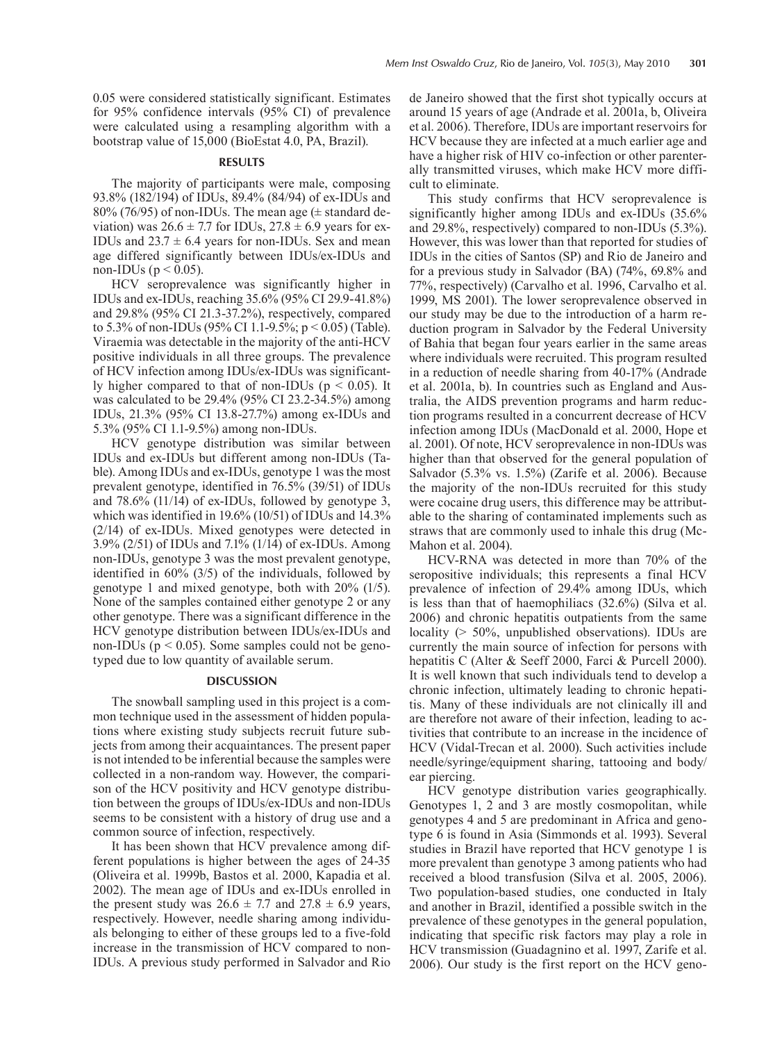0.05 were considered statistically significant. Estimates for 95% confidence intervals (95% CI) of prevalence were calculated using a resampling algorithm with a bootstrap value of 15,000 (BioEstat 4.0, PA, Brazil).

## RESULTS

The majority of participants were male, composing 93.8% (182/194) of IDUs, 89.4% (84/94) of ex-IDUs and 80% (76/95) of non-IDUs. The mean age (± standard deviation) was 26.6 ± 7.7 for IDUs, 27.8 ± 6.9 years for ex-IDUs and 23.7 ± 6.4 years for non-IDUs. Sex and mean age differed significantly between IDUs/ex-IDUs and non-IDUs ($p < 0.05$).

HCV seroprevalence was significantly higher in IDUs and ex-IDUs, reaching 35.6% (95% CI 29.9-41.8%) and 29.8% (95% CI 21.3-37.2%), respectively, compared to 5.3% of non-IDUs (95% CI 1.1-9.5%; $p < 0.05$) (Table). Viraemia was detectable in the majority of the anti-HCV positive individuals in all three groups. The prevalence of HCV infection among IDUs/ex-IDUs was significantly higher compared to that of non-IDUs ($p < 0.05$). It was calculated to be 29.4% (95% CI 23.2-34.5%) among IDUs, 21.3% (95% CI 13.8-27.7%) among ex-IDUs and 5.3% (95% CI 1.1-9.5%) among non-IDUs.

HCV genotype distribution was similar between IDUs and ex-IDUs but different among non-IDUs (Table). Among IDUs and ex-IDUs, genotype 1 was the most prevalent genotype, identified in 76.5% (39/51) of IDUs and 78.6% (11/14) of ex-IDUs, followed by genotype 3, which was identified in 19.6% (10/51) of IDUs and 14.3% (2/14) of ex-IDUs. Mixed genotypes were detected in 3.9% (2/51) of IDUs and 7.1% (1/14) of ex-IDUs. Among non-IDUs, genotype 3 was the most prevalent genotype, identified in 60% (3/5) of the individuals, followed by genotype 1 and mixed genotype, both with 20% (1/5). None of the samples contained either genotype 2 or any other genotype. There was a significant difference in the HCV genotype distribution between IDUs/ex-IDUs and non-IDUs ($p < 0.05$). Some samples could not be genotyped due to low quantity of available serum.

## DISCUSSION

The snowball sampling used in this project is a common technique used in the assessment of hidden populations where existing study subjects recruit future subjects from among their acquaintances. The present paper is not intended to be inferential because the samples were collected in a non-random way. However, the comparison of the HCV positivity and HCV genotype distribution between the groups of IDUs/ex-IDUs and non-IDUs seems to be consistent with a history of drug use and a common source of infection, respectively.

It has been shown that HCV prevalence among different populations is higher between the ages of 24-35 (Oliveira et al. 1999b, Bastos et al. 2000, Kapadia et al. 2002). The mean age of IDUs and ex-IDUs enrolled in the present study was 26.6 ± 7.7 and 27.8 ± 6.9 years, respectively. However, needle sharing among individuals belonging to either of these groups led to a five-fold increase in the transmission of HCV compared to non-IDUs. A previous study performed in Salvador and Rio de Janeiro showed that the first shot typically occurs at around 15 years of age (Andrade et al. 2001a, b, Oliveira et al. 2006). Therefore, IDUs are important reservoirs for HCV because they are infected at a much earlier age and have a higher risk of HIV co-infection or other parenterally transmitted viruses, which make HCV more difficult to eliminate.

This study confirms that HCV seroprevalence is significantly higher among IDUs and ex-IDUs (35.6% and 29.8%, respectively) compared to non-IDUs (5.3%). However, this was lower than that reported for studies of IDUs in the cities of Santos (SP) and Rio de Janeiro and for a previous study in Salvador (BA) (74%, 69.8% and 77%, respectively) (Carvalho et al. 1996, Carvalho et al. 1999, MS 2001). The lower seroprevalence observed in our study may be due to the introduction of a harm reduction program in Salvador by the Federal University of Bahia that began four years earlier in the same areas where individuals were recruited. This program resulted in a reduction of needle sharing from 40-17% (Andrade et al. 2001a, b). In countries such as England and Australia, the AIDS prevention programs and harm reduction programs resulted in a concurrent decrease of HCV infection among IDUs (MacDonald et al. 2000, Hope et al. 2001). Of note, HCV seroprevalence in non-IDUs was higher than that observed for the general population of Salvador (5.3% vs. 1.5%) (Zarife et al. 2006). Because the majority of the non-IDUs recruited for this study were cocaine drug users, this difference may be attributable to the sharing of contaminated implements such as straws that are commonly used to inhale this drug (McMahon et al. 2004).

HCV-RNA was detected in more than 70% of the seropositive individuals; this represents a final HCV prevalence of infection of 29.4% among IDUs, which is less than that of haemophiliacs (32.6%) (Silva et al. 2006) and chronic hepatitis outpatients from the same locality (> 50%, unpublished observations). IDUs are currently the main source of infection for persons with hepatitis C (Alter & Seeff 2000, Farci & Purcell 2000). It is well known that such individuals tend to develop a chronic infection, ultimately leading to chronic hepatitis. Many of these individuals are not clinically ill and are therefore not aware of their infection, leading to activities that contribute to an increase in the incidence of HCV (Vidal-Trecan et al. 2000). Such activities include needle/syringe/equipment sharing, tattooing and body/ear piercing.

HCV genotype distribution varies geographically. Genotypes 1, 2 and 3 are mostly cosmopolitan, while genotypes 4 and 5 are predominant in Africa and genotype 6 is found in Asia (Simmonds et al. 1993). Several studies in Brazil have reported that HCV genotype 1 is more prevalent than genotype 3 among patients who had received a blood transfusion (Silva et al. 2005, 2006). Two population-based studies, one conducted in Italy and another in Brazil, identified a possible switch in the prevalence of these genotypes in the general population, indicating that specific risk factors may play a role in HCV transmission (Guadagnino et al. 1997, Zarife et al. 2006). Our study is the first report on the HCV geno-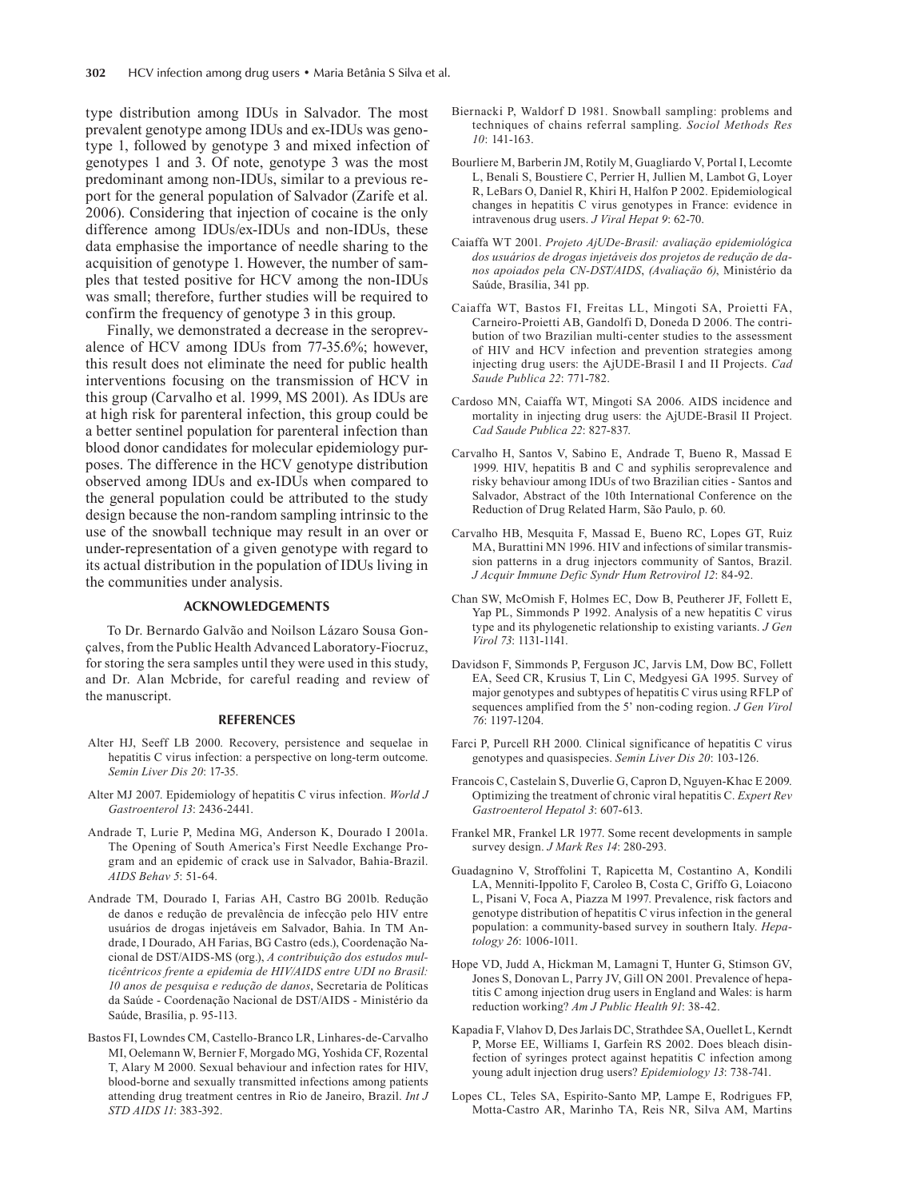type distribution among IDUs in Salvador. The most prevalent genotype among IDUs and ex-IDUs was genotype 1, followed by genotype 3 and mixed infection of genotypes 1 and 3. Of note, genotype 3 was the most predominant among non-IDUs, similar to a previous report for the general population of Salvador (Zarife et al. 2006). Considering that injection of cocaine is the only difference among IDUs/ex-IDUs and non-IDUs, these data emphasise the importance of needle sharing to the acquisition of genotype 1. However, the number of samples that tested positive for HCV among the non-IDUs was small; therefore, further studies will be required to confirm the frequency of genotype 3 in this group.

Finally, we demonstrated a decrease in the seroprevalence of HCV among IDUs from 77-35.6%; however, this result does not eliminate the need for public health interventions focusing on the transmission of HCV in this group (Carvalho et al. 1999, MS 2001). As IDUs are at high risk for parenteral infection, this group could be a better sentinel population for parenteral infection than blood donor candidates for molecular epidemiology purposes. The difference in the HCV genotype distribution observed among IDUs and ex-IDUs when compared to the general population could be attributed to the study design because the non-random sampling intrinsic to the use of the snowball technique may result in an over or under-representation of a given genotype with regard to its actual distribution in the population of IDUs living in the communities under analysis.

## ACKNOWLEDGEMENTS

To Dr. Bernardo Galvão and Noilson Lázaro Sousa Gonçalves, from the Public Health Advanced Laboratory-Fiocruz, for storing the sera samples until they were used in this study, and Dr. Alan Mcbride, for careful reading and review of the manuscript.

## REFERENCES

Alter HJ, Seeff LB 2000. Recovery, persistence and sequelae in hepatitis C virus infection: a perspective on long-term outcome. *Semin Liver Dis 20*: 17-35.

Alter MJ 2007. Epidemiology of hepatitis C virus infection. *World J Gastroenterol 13*: 2436-2441.

Andrade T, Lurie P, Medina MG, Anderson K, Dourado I 2001a. The Opening of South America's First Needle Exchange Program and an epidemic of crack use in Salvador, Bahia-Brazil. *AIDS Behav 5*: 51-64.

Andrade TM, Dourado I, Farias AH, Castro BG 2001b. Redução de danos e redução de prevalência de infecção pelo HIV entre usuários de drogas injetáveis em Salvador, Bahia. In TM Andrade, I Dourado, AH Farias, BG Castro (eds.), Coordenação Nacional de DST/AIDS-MS (org.), *A contribuição dos estudos multicêntricos frente a epidemia de HIV/AIDS entre UDI no Brasil: 10 anos de pesquisa e redução de danos*, Secretaria de Políticas da Saúde - Coordenação Nacional de DST/AIDS - Ministério da Saúde, Brasília, p. 95-113.

Bastos FI, Lowndes CM, Castello-Branco LR, Linhares-de-Carvalho MI, Oelemann W, Bernier F, Morgado MG, Yoshida CF, Rozental T, Alary M 2000. Sexual behaviour and infection rates for HIV, blood-borne and sexually transmitted infections among patients attending drug treatment centres in Rio de Janeiro, Brazil. *Int J STD AIDS 11*: 383-392.

Biernacki P, Waldorf D 1981. Snowball sampling: problems and techniques of chains referral sampling. *Sociol Methods Res 10*: 141-163.

Bourliere M, Barberin JM, Rotily M, Guagliardo V, Portal I, Lecomte L, Benali S, Boustiere C, Perrier H, Jullien M, Lambot G, Loyer R, LeBars O, Daniel R, Khiri H, Halfon P 2002. Epidemiological changes in hepatitis C virus genotypes in France: evidence in intravenous drug users. *J Viral Hepat 9*: 62-70.

Caiaffa WT 2001. *Projeto AjUDe-Brasil: avaliação epidemiológica dos usuários de drogas injetáveis dos projetos de redução de danos apoiados pela CN-DST/AIDS*, *(Avaliação 6)*, Ministério da Saúde, Brasília, 341 pp.

Caiaffa WT, Bastos FI, Freitas LL, Mingoti SA, Proietti FA, Carneiro-Proietti AB, Gandolfi D, Doneda D 2006. The contribution of two Brazilian multi-center studies to the assessment of HIV and HCV infection and prevention strategies among injecting drug users: the AjUDE-Brasil I and II Projects. *Cad Saude Publica 22*: 771-782.

Cardoso MN, Caiaffa WT, Mingoti SA 2006. AIDS incidence and mortality in injecting drug users: the AjUDE-Brasil II Project. *Cad Saude Publica 22*: 827-837.

Carvalho H, Santos V, Sabino E, Andrade T, Bueno R, Massad E 1999. HIV, hepatitis B and C and syphilis seroprevalence and risky behaviour among IDUs of two Brazilian cities - Santos and Salvador, Abstract of the 10th International Conference on the Reduction of Drug Related Harm, São Paulo, p. 60.

Carvalho HB, Mesquita F, Massad E, Bueno RC, Lopes GT, Ruiz MA, Burattini MN 1996. HIV and infections of similar transmission patterns in a drug injectors community of Santos, Brazil. *J Acquir Immune Defic Syndr Hum Retrovirol 12*: 84-92.

Chan SW, McOmish F, Holmes EC, Dow B, Peutherer JF, Follett E, Yap PL, Simmonds P 1992. Analysis of a new hepatitis C virus type and its phylogenetic relationship to existing variants. *J Gen Virol 73*: 1131-1141.

Davidson F, Simmonds P, Ferguson JC, Jarvis LM, Dow BC, Follett EA, Seed CR, Krusius T, Lin C, Medgyesi GA 1995. Survey of major genotypes and subtypes of hepatitis C virus using RFLP of sequences amplified from the 5' non-coding region. *J Gen Virol 76*: 1197-1204.

Farci P, Purcell RH 2000. Clinical significance of hepatitis C virus genotypes and quasispecies. *Semin Liver Dis 20*: 103-126.

Francois C, Castelain S, Duverlie G, Capron D, Nguyen-Khac E 2009. Optimizing the treatment of chronic viral hepatitis C. *Expert Rev Gastroenterol Hepatol 3*: 607-613.

Frankel MR, Frankel LR 1977. Some recent developments in sample survey design. *J Mark Res 14*: 280-293.

Guadagnino V, Stroffolini T, Rapicetta M, Costantino A, Kondili LA, Menniti-Ippolito F, Caroleo B, Costa C, Griffo G, Loiacono L, Pisani V, Foca A, Piazza M 1997. Prevalence, risk factors and genotype distribution of hepatitis C virus infection in the general population: a community-based survey in southern Italy. *Hepatology 26*: 1006-1011.

Hope VD, Judd A, Hickman M, Lamagni T, Hunter G, Stimson GV, Jones S, Donovan L, Parry JV, Gill ON 2001. Prevalence of hepatitis C among injection drug users in England and Wales: is harm reduction working? *Am J Public Health 91*: 38-42.

Kapadia F, Vlahov D, Des Jarlais DC, Strathdee SA, Ouellet L, Kerndt P, Morse EE, Williams I, Garfein RS 2002. Does bleach disinfection of syringes protect against hepatitis C infection among young adult injection drug users? *Epidemiology 13*: 738-741.

Lopes CL, Teles SA, Espirito-Santo MP, Lampe E, Rodrigues FP, Motta-Castro AR, Marinho TA, Reis NR, Silva AM, Martins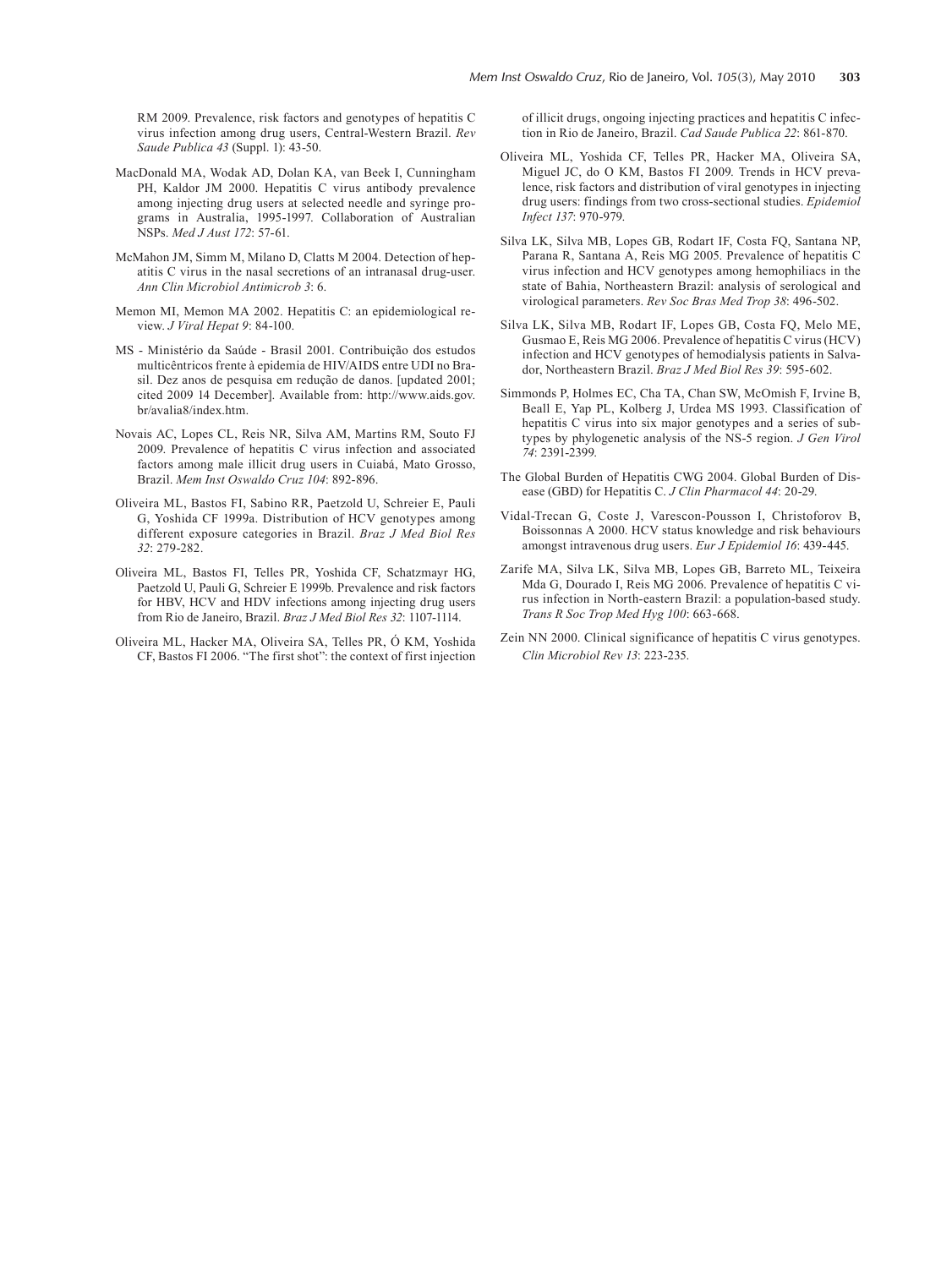RM 2009. Prevalence, risk factors and genotypes of hepatitis C virus infection among drug users, Central-Western Brazil. *Rev Saude Publica 43* (Suppl. 1): 43-50.

MacDonald MA, Wodak AD, Dolan KA, van Beek I, Cunningham PH, Kaldor JM 2000. Hepatitis C virus antibody prevalence among injecting drug users at selected needle and syringe programs in Australia, 1995-1997. Collaboration of Australian NSPs. *Med J Aust 172*: 57-61.

McMahon JM, Simm M, Milano D, Clatts M 2004. Detection of hepatitis C virus in the nasal secretions of an intranasal drug-user. *Ann Clin Microbiol Antimicrob 3*: 6.

Memon MI, Memon MA 2002. Hepatitis C: an epidemiological review. *J Viral Hepat 9*: 84-100.

MS - Ministério da Saúde - Brasil 2001. Contribuição dos estudos multicêntricos frente à epidemia de HIV/AIDS entre UDI no Brasil. Dez anos de pesquisa em redução de danos. [updated 2001; cited 2009 14 December]. Available from: http://www.aids.gov.br/avalia8/index.htm.

Novais AC, Lopes CL, Reis NR, Silva AM, Martins RM, Souto FJ 2009. Prevalence of hepatitis C virus infection and associated factors among male illicit drug users in Cuiabá, Mato Grosso, Brazil. *Mem Inst Oswaldo Cruz 104*: 892-896.

Oliveira ML, Bastos FI, Sabino RR, Paetzold U, Schreier E, Pauli G, Yoshida CF 1999a. Distribution of HCV genotypes among different exposure categories in Brazil. *Braz J Med Biol Res 32*: 279-282.

Oliveira ML, Bastos FI, Telles PR, Yoshida CF, Schatzmayr HG, Paetzold U, Pauli G, Schreier E 1999b. Prevalence and risk factors for HBV, HCV and HDV infections among injecting drug users from Rio de Janeiro, Brazil. *Braz J Med Biol Res 32*: 1107-1114.

Oliveira ML, Hacker MA, Oliveira SA, Telles PR, Ó KM, Yoshida CF, Bastos FI 2006. "The first shot": the context of first injection of illicit drugs, ongoing injecting practices and hepatitis C infection in Rio de Janeiro, Brazil. *Cad Saude Publica 22*: 861-870.

Oliveira ML, Yoshida CF, Telles PR, Hacker MA, Oliveira SA, Miguel JC, do O KM, Bastos FI 2009. Trends in HCV prevalence, risk factors and distribution of viral genotypes in injecting drug users: findings from two cross-sectional studies. *Epidemiol Infect 137*: 970-979.

Silva LK, Silva MB, Lopes GB, Rodart IF, Costa FQ, Santana NP, Parana R, Santana A, Reis MG 2005. Prevalence of hepatitis C virus infection and HCV genotypes among hemophiliacs in the state of Bahia, Northeastern Brazil: analysis of serological and virological parameters. *Rev Soc Bras Med Trop 38*: 496-502.

Silva LK, Silva MB, Rodart IF, Lopes GB, Costa FQ, Melo ME, Gusmao E, Reis MG 2006. Prevalence of hepatitis C virus (HCV) infection and HCV genotypes of hemodialysis patients in Salvador, Northeastern Brazil. *Braz J Med Biol Res 39*: 595-602.

Simmonds P, Holmes EC, Cha TA, Chan SW, McOmish F, Irvine B, Beall E, Yap PL, Kolberg J, Urdea MS 1993. Classification of hepatitis C virus into six major genotypes and a series of subtypes by phylogenetic analysis of the NS-5 region. *J Gen Virol 74*: 2391-2399.

The Global Burden of Hepatitis CWG 2004. Global Burden of Disease (GBD) for Hepatitis C. *J Clin Pharmacol 44*: 20-29.

Vidal-Trecan G, Coste J, Varescon-Pousson I, Christoforov B, Boissonnas A 2000. HCV status knowledge and risk behaviours amongst intravenous drug users. *Eur J Epidemiol 16*: 439-445.

Zarife MA, Silva LK, Silva MB, Lopes GB, Barreto ML, Teixeira Mda G, Dourado I, Reis MG 2006. Prevalence of hepatitis C virus infection in North-eastern Brazil: a population-based study. *Trans R Soc Trop Med Hyg 100*: 663-668.

Zein NN 2000. Clinical significance of hepatitis C virus genotypes. *Clin Microbiol Rev 13*: 223-235.